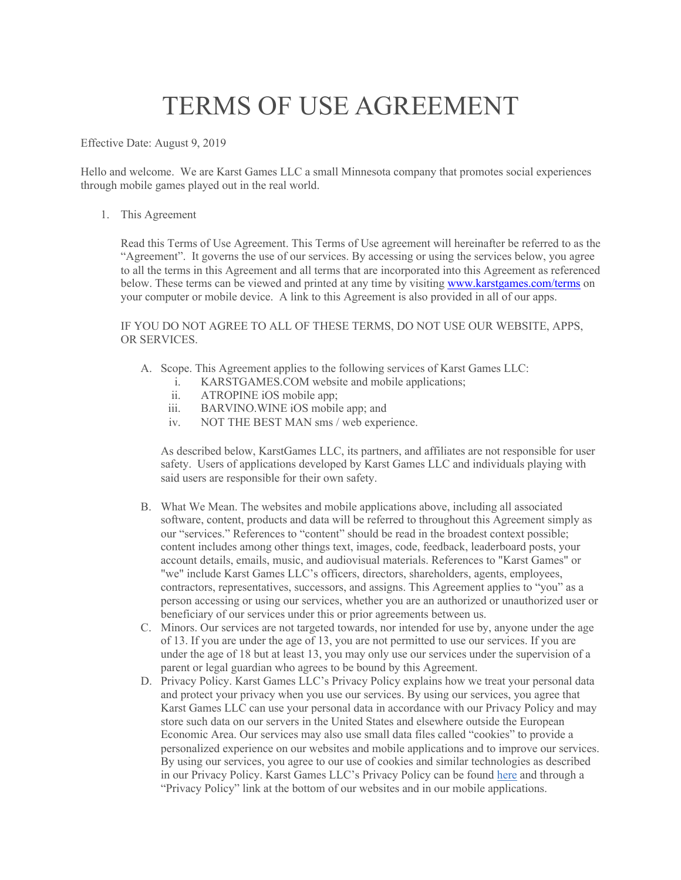# TERMS OF USE AGREEMENT

Effective Date: August 9, 2019

Hello and welcome. We are Karst Games LLC a small Minnesota company that promotes social experiences through mobile games played out in the real world.

1. This Agreement

   Read this Terms of Use Agreement. This Terms of Use agreement will hereinafter be referred to as the "Agreement". It governs the use of our services. By accessing or using the services below, you agree to all the terms in this Agreement and all terms that are incorporated into this Agreement as referenced below. These terms can be viewed and printed at any time by visiting [www.karstgames.com/terms](www.karstgames.com/terms) on your computer or mobile device. A link to this Agreement is also provided in all of our apps.

   IF YOU DO NOT AGREE TO ALL OF THESE TERMS, DO NOT USE OUR WEBSITE, APPS, OR SERVICES.

   A. Scope. This Agreement applies to the following services of Karst Games LLC:
      i. KARSTGAMES.COM website and mobile applications;
      ii. ATROPINE iOS mobile app;
      iii. BARVINO.WINE iOS mobile app; and
      iv. NOT THE BEST MAN sms / web experience.

      As described below, KarstGames LLC, its partners, and affiliates are not responsible for user safety. Users of applications developed by Karst Games LLC and individuals playing with said users are responsible for their own safety.

   B. What We Mean. The websites and mobile applications above, including all associated software, content, products and data will be referred to throughout this Agreement simply as our "services." References to "content" should be read in the broadest context possible; content includes among other things text, images, code, feedback, leaderboard posts, your account details, emails, music, and audiovisual materials. References to "Karst Games" or "we" include Karst Games LLC's officers, directors, shareholders, agents, employees, contractors, representatives, successors, and assigns. This Agreement applies to "you" as a person accessing or using our services, whether you are an authorized or unauthorized user or beneficiary of our services under this or prior agreements between us.
   C. Minors. Our services are not targeted towards, nor intended for use by, anyone under the age of 13. If you are under the age of 13, you are not permitted to use our services. If you are under the age of 18 but at least 13, you may only use our services under the supervision of a parent or legal guardian who agrees to be bound by this Agreement.
   D. Privacy Policy. Karst Games LLC's Privacy Policy explains how we treat your personal data and protect your privacy when you use our services. By using our services, you agree that Karst Games LLC can use your personal data in accordance with our Privacy Policy and may store such data on our servers in the United States and elsewhere outside the European Economic Area. Our services may also use small data files called "cookies" to provide a personalized experience on our websites and mobile applications and to improve our services. By using our services, you agree to our use of cookies and similar technologies as described in our Privacy Policy. Karst Games LLC's Privacy Policy can be found here and through a "Privacy Policy" link at the bottom of our websites and in our mobile applications.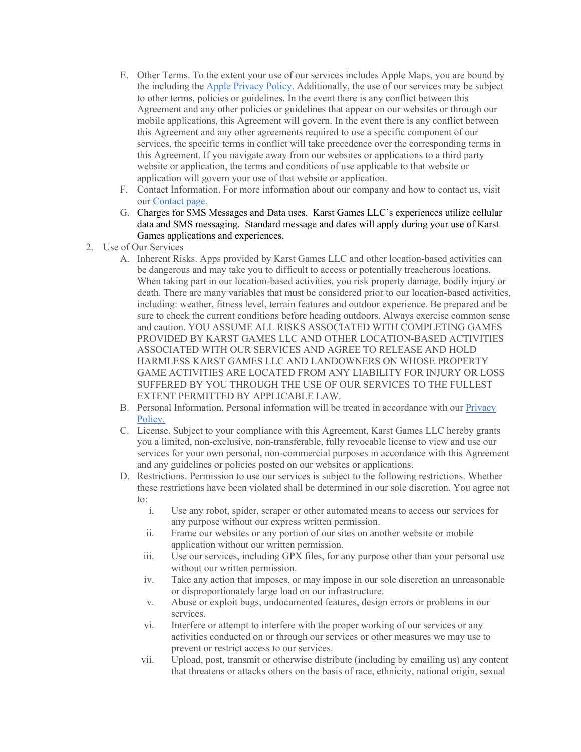E. Other Terms. To the extent your use of our services includes Apple Maps, you are bound by the including the [Apple Privacy Policy](). Additionally, the use of our services may be subject to other terms, policies or guidelines. In the event there is any conflict between this Agreement and any other policies or guidelines that appear on our websites or through our mobile applications, this Agreement will govern. In the event there is any conflict between this Agreement and any other agreements required to use a specific component of our services, the specific terms in conflict will take precedence over the corresponding terms in this Agreement. If you navigate away from our websites or applications to a third party website or application, the terms and conditions of use applicable to that website or application will govern your use of that website or application.
   F. Contact Information. For more information about our company and how to contact us, visit our [Contact page.]()
   G. Charges for SMS Messages and Data uses. Karst Games LLC's experiences utilize cellular data and SMS messaging. Standard message and dates will apply during your use of Karst Games applications and experiences.

2. Use of Our Services
   A. Inherent Risks. Apps provided by Karst Games LLC and other location-based activities can be dangerous and may take you to difficult to access or potentially treacherous locations. When taking part in our location-based activities, you risk property damage, bodily injury or death. There are many variables that must be considered prior to our location-based activities, including: weather, fitness level, terrain features and outdoor experience. Be prepared and be sure to check the current conditions before heading outdoors. Always exercise common sense and caution. YOU ASSUME ALL RISKS ASSOCIATED WITH COMPLETING GAMES PROVIDED BY KARST GAMES LLC AND OTHER LOCATION-BASED ACTIVITIES ASSOCIATED WITH OUR SERVICES AND AGREE TO RELEASE AND HOLD HARMLESS KARST GAMES LLC AND LANDOWNERS ON WHOSE PROPERTY GAME ACTIVITIES ARE LOCATED FROM ANY LIABILITY FOR INJURY OR LOSS SUFFERED BY YOU THROUGH THE USE OF OUR SERVICES TO THE FULLEST EXTENT PERMITTED BY APPLICABLE LAW.
   B. Personal Information. Personal information will be treated in accordance with our [Privacy Policy.]()
   C. License. Subject to your compliance with this Agreement, Karst Games LLC hereby grants you a limited, non-exclusive, non-transferable, fully revocable license to view and use our services for your own personal, non-commercial purposes in accordance with this Agreement and any guidelines or policies posted on our websites or applications.
   D. Restrictions. Permission to use our services is subject to the following restrictions. Whether these restrictions have been violated shall be determined in our sole discretion. You agree not to:
      i. Use any robot, spider, scraper or other automated means to access our services for any purpose without our express written permission.
      ii. Frame our websites or any portion of our sites on another website or mobile application without our written permission.
      iii. Use our services, including GPX files, for any purpose other than your personal use without our written permission.
      iv. Take any action that imposes, or may impose in our sole discretion an unreasonable or disproportionately large load on our infrastructure.
      v. Abuse or exploit bugs, undocumented features, design errors or problems in our services.
      vi. Interfere or attempt to interfere with the proper working of our services or any activities conducted on or through our services or other measures we may use to prevent or restrict access to our services.
      vii. Upload, post, transmit or otherwise distribute (including by emailing us) any content that threatens or attacks others on the basis of race, ethnicity, national origin, sexual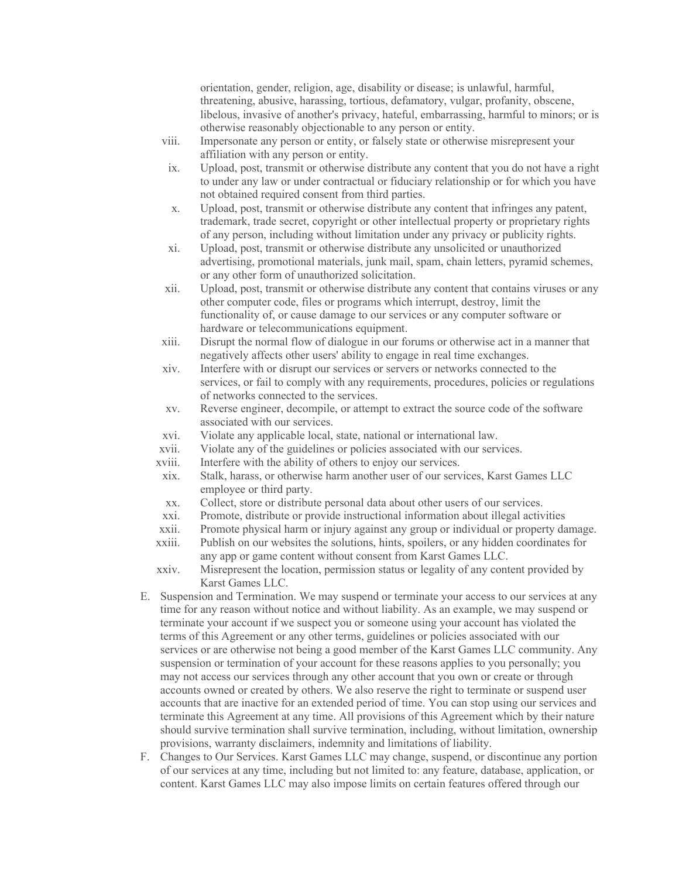orientation, gender, religion, age, disability or disease; is unlawful, harmful, threatening, abusive, harassing, tortious, defamatory, vulgar, profanity, obscene, libelous, invasive of another's privacy, hateful, embarrassing, harmful to minors; or is otherwise reasonably objectionable to any person or entity.

viii. Impersonate any person or entity, or falsely state or otherwise misrepresent your affiliation with any person or entity.

ix. Upload, post, transmit or otherwise distribute any content that you do not have a right to under any law or under contractual or fiduciary relationship or for which you have not obtained required consent from third parties.

x. Upload, post, transmit or otherwise distribute any content that infringes any patent, trademark, trade secret, copyright or other intellectual property or proprietary rights of any person, including without limitation under any privacy or publicity rights.

xi. Upload, post, transmit or otherwise distribute any unsolicited or unauthorized advertising, promotional materials, junk mail, spam, chain letters, pyramid schemes, or any other form of unauthorized solicitation.

xii. Upload, post, transmit or otherwise distribute any content that contains viruses or any other computer code, files or programs which interrupt, destroy, limit the functionality of, or cause damage to our services or any computer software or hardware or telecommunications equipment.

xiii. Disrupt the normal flow of dialogue in our forums or otherwise act in a manner that negatively affects other users' ability to engage in real time exchanges.

xiv. Interfere with or disrupt our services or servers or networks connected to the services, or fail to comply with any requirements, procedures, policies or regulations of networks connected to the services.

xv. Reverse engineer, decompile, or attempt to extract the source code of the software associated with our services.

xvi. Violate any applicable local, state, national or international law.

xvii. Violate any of the guidelines or policies associated with our services.

xviii. Interfere with the ability of others to enjoy our services.

xix. Stalk, harass, or otherwise harm another user of our services, Karst Games LLC employee or third party.

xx. Collect, store or distribute personal data about other users of our services.

xxi. Promote, distribute or provide instructional information about illegal activities

xxii. Promote physical harm or injury against any group or individual or property damage.

xxiii. Publish on our websites the solutions, hints, spoilers, or any hidden coordinates for any app or game content without consent from Karst Games LLC.

xxiv. Misrepresent the location, permission status or legality of any content provided by Karst Games LLC.

E. Suspension and Termination. We may suspend or terminate your access to our services at any time for any reason without notice and without liability. As an example, we may suspend or terminate your account if we suspect you or someone using your account has violated the terms of this Agreement or any other terms, guidelines or policies associated with our services or are otherwise not being a good member of the Karst Games LLC community. Any suspension or termination of your account for these reasons applies to you personally; you may not access our services through any other account that you own or create or through accounts owned or created by others. We also reserve the right to terminate or suspend user accounts that are inactive for an extended period of time. You can stop using our services and terminate this Agreement at any time. All provisions of this Agreement which by their nature should survive termination shall survive termination, including, without limitation, ownership provisions, warranty disclaimers, indemnity and limitations of liability.

F. Changes to Our Services. Karst Games LLC may change, suspend, or discontinue any portion of our services at any time, including but not limited to: any feature, database, application, or content. Karst Games LLC may also impose limits on certain features offered through our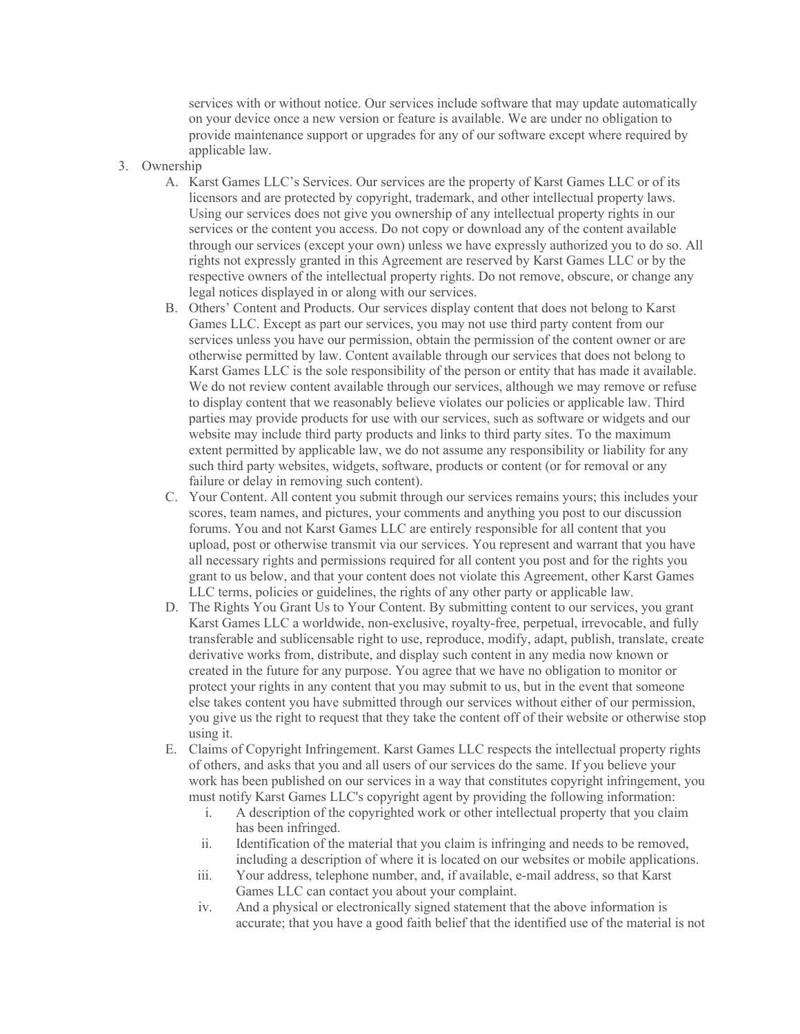services with or without notice. Our services include software that may update automatically on your device once a new version or feature is available. We are under no obligation to provide maintenance support or upgrades for any of our software except where required by applicable law.

3. Ownership
   A. Karst Games LLC's Services. Our services are the property of Karst Games LLC or of its licensors and are protected by copyright, trademark, and other intellectual property laws. Using our services does not give you ownership of any intellectual property rights in our services or the content you access. Do not copy or download any of the content available through our services (except your own) unless we have expressly authorized you to do so. All rights not expressly granted in this Agreement are reserved by Karst Games LLC or by the respective owners of the intellectual property rights. Do not remove, obscure, or change any legal notices displayed in or along with our services.
   B. Others' Content and Products. Our services display content that does not belong to Karst Games LLC. Except as part our services, you may not use third party content from our services unless you have our permission, obtain the permission of the content owner or are otherwise permitted by law. Content available through our services that does not belong to Karst Games LLC is the sole responsibility of the person or entity that has made it available. We do not review content available through our services, although we may remove or refuse to display content that we reasonably believe violates our policies or applicable law. Third parties may provide products for use with our services, such as software or widgets and our website may include third party products and links to third party sites. To the maximum extent permitted by applicable law, we do not assume any responsibility or liability for any such third party websites, widgets, software, products or content (or for removal or any failure or delay in removing such content).
   C. Your Content. All content you submit through our services remains yours; this includes your scores, team names, and pictures, your comments and anything you post to our discussion forums. You and not Karst Games LLC are entirely responsible for all content that you upload, post or otherwise transmit via our services. You represent and warrant that you have all necessary rights and permissions required for all content you post and for the rights you grant to us below, and that your content does not violate this Agreement, other Karst Games LLC terms, policies or guidelines, the rights of any other party or applicable law.
   D. The Rights You Grant Us to Your Content. By submitting content to our services, you grant Karst Games LLC a worldwide, non-exclusive, royalty-free, perpetual, irrevocable, and fully transferable and sublicensable right to use, reproduce, modify, adapt, publish, translate, create derivative works from, distribute, and display such content in any media now known or created in the future for any purpose. You agree that we have no obligation to monitor or protect your rights in any content that you may submit to us, but in the event that someone else takes content you have submitted through our services without either of our permission, you give us the right to request that they take the content off of their website or otherwise stop using it.
   E. Claims of Copyright Infringement. Karst Games LLC respects the intellectual property rights of others, and asks that you and all users of our services do the same. If you believe your work has been published on our services in a way that constitutes copyright infringement, you must notify Karst Games LLC's copyright agent by providing the following information:
      i. A description of the copyrighted work or other intellectual property that you claim has been infringed.
      ii. Identification of the material that you claim is infringing and needs to be removed, including a description of where it is located on our websites or mobile applications.
      iii. Your address, telephone number, and, if available, e-mail address, so that Karst Games LLC can contact you about your complaint.
      iv. And a physical or electronically signed statement that the above information is accurate; that you have a good faith belief that the identified use of the material is not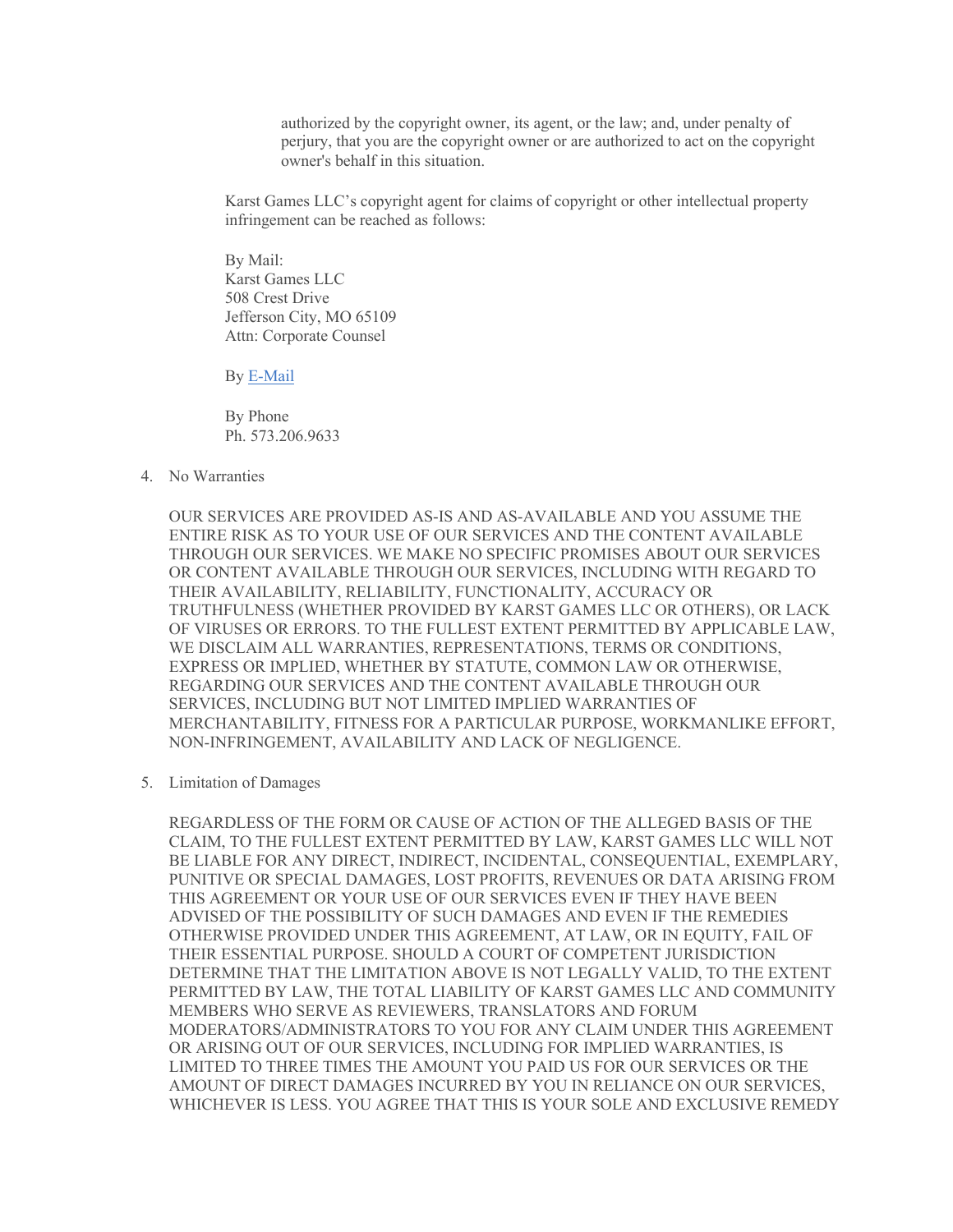authorized by the copyright owner, its agent, or the law; and, under penalty of perjury, that you are the copyright owner or are authorized to act on the copyright owner's behalf in this situation.

Karst Games LLC's copyright agent for claims of copyright or other intellectual property infringement can be reached as follows:

By Mail:  
Karst Games LLC  
508 Crest Drive  
Jefferson City, MO 65109  
Attn: Corporate Counsel

By E-Mail

By Phone  
Ph. 573.206.9633

4. No Warranties

   OUR SERVICES ARE PROVIDED AS-IS AND AS-AVAILABLE AND YOU ASSUME THE ENTIRE RISK AS TO YOUR USE OF OUR SERVICES AND THE CONTENT AVAILABLE THROUGH OUR SERVICES. WE MAKE NO SPECIFIC PROMISES ABOUT OUR SERVICES OR CONTENT AVAILABLE THROUGH OUR SERVICES, INCLUDING WITH REGARD TO THEIR AVAILABILITY, RELIABILITY, FUNCTIONALITY, ACCURACY OR TRUTHFULNESS (WHETHER PROVIDED BY KARST GAMES LLC OR OTHERS), OR LACK OF VIRUSES OR ERRORS. TO THE FULLEST EXTENT PERMITTED BY APPLICABLE LAW, WE DISCLAIM ALL WARRANTIES, REPRESENTATIONS, TERMS OR CONDITIONS, EXPRESS OR IMPLIED, WHETHER BY STATUTE, COMMON LAW OR OTHERWISE, REGARDING OUR SERVICES AND THE CONTENT AVAILABLE THROUGH OUR SERVICES, INCLUDING BUT NOT LIMITED IMPLIED WARRANTIES OF MERCHANTABILITY, FITNESS FOR A PARTICULAR PURPOSE, WORKMANLIKE EFFORT, NON-INFRINGEMENT, AVAILABILITY AND LACK OF NEGLIGENCE.

5. Limitation of Damages

   REGARDLESS OF THE FORM OR CAUSE OF ACTION OF THE ALLEGED BASIS OF THE CLAIM, TO THE FULLEST EXTENT PERMITTED BY LAW, KARST GAMES LLC WILL NOT BE LIABLE FOR ANY DIRECT, INDIRECT, INCIDENTAL, CONSEQUENTIAL, EXEMPLARY, PUNITIVE OR SPECIAL DAMAGES, LOST PROFITS, REVENUES OR DATA ARISING FROM THIS AGREEMENT OR YOUR USE OF OUR SERVICES EVEN IF THEY HAVE BEEN ADVISED OF THE POSSIBILITY OF SUCH DAMAGES AND EVEN IF THE REMEDIES OTHERWISE PROVIDED UNDER THIS AGREEMENT, AT LAW, OR IN EQUITY, FAIL OF THEIR ESSENTIAL PURPOSE. SHOULD A COURT OF COMPETENT JURISDICTION DETERMINE THAT THE LIMITATION ABOVE IS NOT LEGALLY VALID, TO THE EXTENT PERMITTED BY LAW, THE TOTAL LIABILITY OF KARST GAMES LLC AND COMMUNITY MEMBERS WHO SERVE AS REVIEWERS, TRANSLATORS AND FORUM MODERATORS/ADMINISTRATORS TO YOU FOR ANY CLAIM UNDER THIS AGREEMENT OR ARISING OUT OF OUR SERVICES, INCLUDING FOR IMPLIED WARRANTIES, IS LIMITED TO THREE TIMES THE AMOUNT YOU PAID US FOR OUR SERVICES OR THE AMOUNT OF DIRECT DAMAGES INCURRED BY YOU IN RELIANCE ON OUR SERVICES, WHICHEVER IS LESS. YOU AGREE THAT THIS IS YOUR SOLE AND EXCLUSIVE REMEDY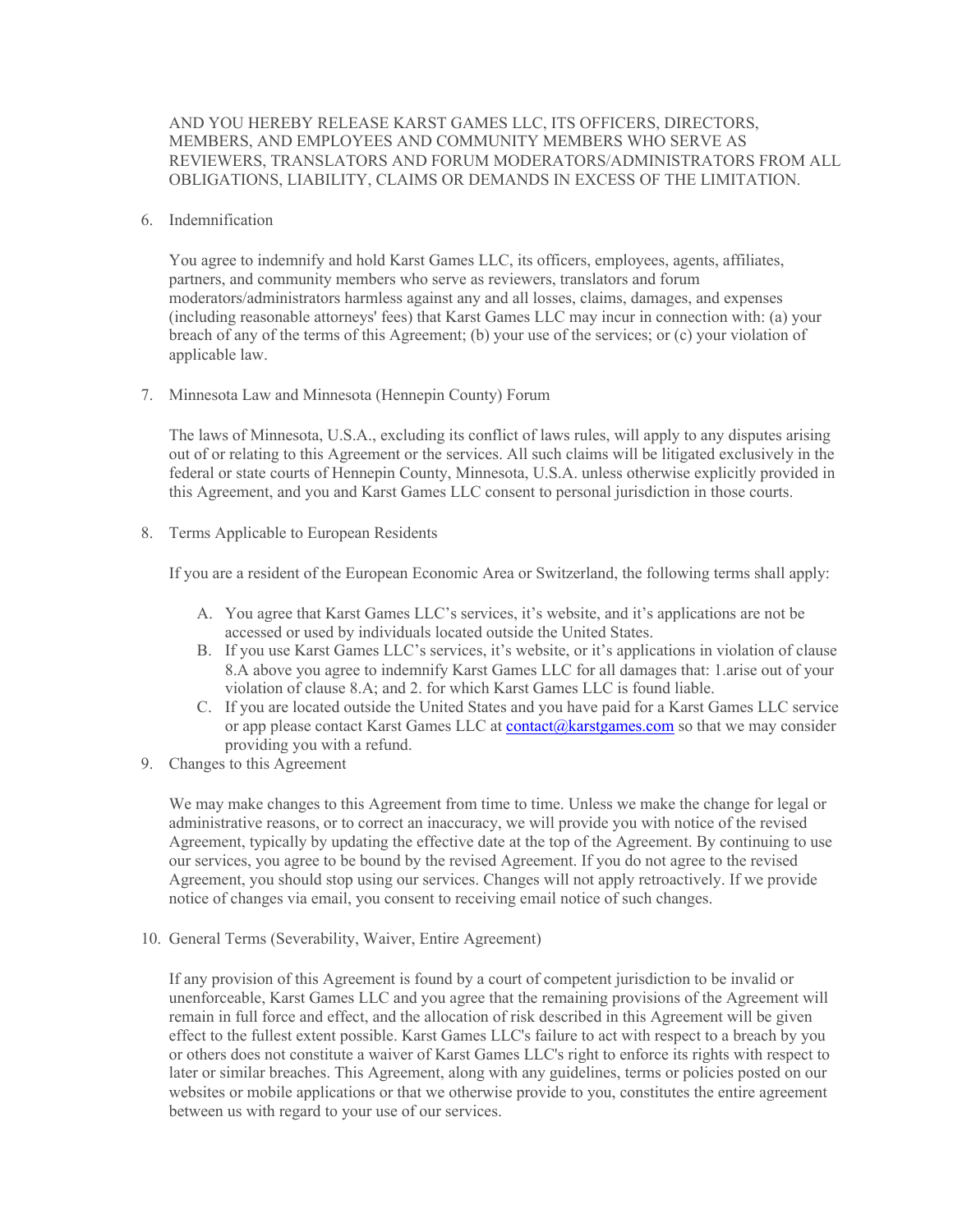AND YOU HEREBY RELEASE KARST GAMES LLC, ITS OFFICERS, DIRECTORS, MEMBERS, AND EMPLOYEES AND COMMUNITY MEMBERS WHO SERVE AS REVIEWERS, TRANSLATORS AND FORUM MODERATORS/ADMINISTRATORS FROM ALL OBLIGATIONS, LIABILITY, CLAIMS OR DEMANDS IN EXCESS OF THE LIMITATION.

6. Indemnification

   You agree to indemnify and hold Karst Games LLC, its officers, employees, agents, affiliates, partners, and community members who serve as reviewers, translators and forum moderators/administrators harmless against any and all losses, claims, damages, and expenses (including reasonable attorneys' fees) that Karst Games LLC may incur in connection with: (a) your breach of any of the terms of this Agreement; (b) your use of the services; or (c) your violation of applicable law.

7. Minnesota Law and Minnesota (Hennepin County) Forum

   The laws of Minnesota, U.S.A., excluding its conflict of laws rules, will apply to any disputes arising out of or relating to this Agreement or the services. All such claims will be litigated exclusively in the federal or state courts of Hennepin County, Minnesota, U.S.A. unless otherwise explicitly provided in this Agreement, and you and Karst Games LLC consent to personal jurisdiction in those courts.

8. Terms Applicable to European Residents

   If you are a resident of the European Economic Area or Switzerland, the following terms shall apply:

   A. You agree that Karst Games LLC's services, it's website, and it's applications are not be accessed or used by individuals located outside the United States.
   B. If you use Karst Games LLC's services, it's website, or it's applications in violation of clause 8.A above you agree to indemnify Karst Games LLC for all damages that: 1.arise out of your violation of clause 8.A; and 2. for which Karst Games LLC is found liable.
   C. If you are located outside the United States and you have paid for a Karst Games LLC service or app please contact Karst Games LLC at contact@karstgames.com so that we may consider providing you with a refund.

9. Changes to this Agreement

   We may make changes to this Agreement from time to time. Unless we make the change for legal or administrative reasons, or to correct an inaccuracy, we will provide you with notice of the revised Agreement, typically by updating the effective date at the top of the Agreement. By continuing to use our services, you agree to be bound by the revised Agreement. If you do not agree to the revised Agreement, you should stop using our services. Changes will not apply retroactively. If we provide notice of changes via email, you consent to receiving email notice of such changes.

10. General Terms (Severability, Waiver, Entire Agreement)

    If any provision of this Agreement is found by a court of competent jurisdiction to be invalid or unenforceable, Karst Games LLC and you agree that the remaining provisions of the Agreement will remain in full force and effect, and the allocation of risk described in this Agreement will be given effect to the fullest extent possible. Karst Games LLC's failure to act with respect to a breach by you or others does not constitute a waiver of Karst Games LLC's right to enforce its rights with respect to later or similar breaches. This Agreement, along with any guidelines, terms or policies posted on our websites or mobile applications or that we otherwise provide to you, constitutes the entire agreement between us with regard to your use of our services.